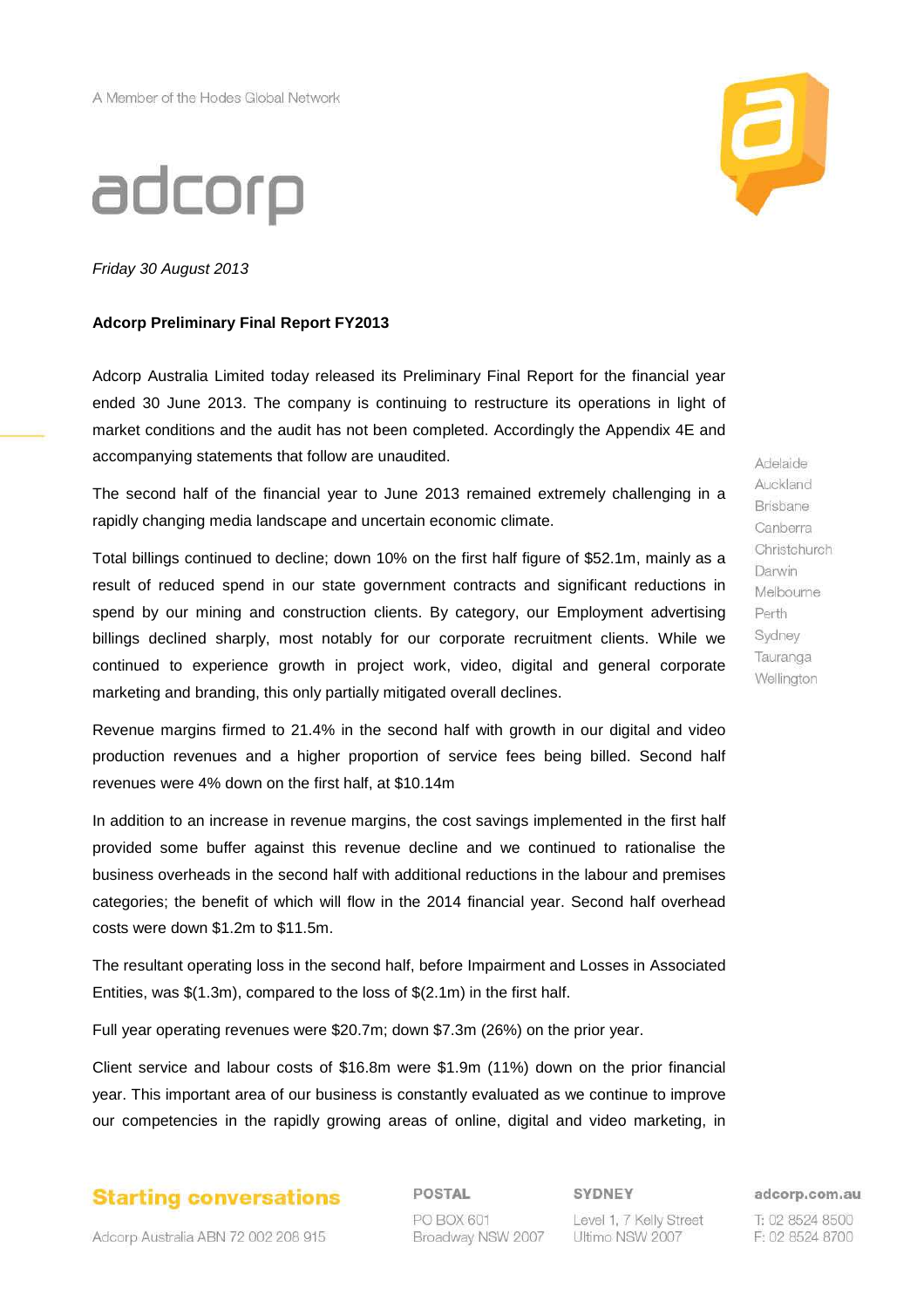A Member of the Hodes Global Network

# adcorp

*Friday 30 August 2013*

**Adcorp Preliminary Final Report FY2013**

Adcorp Australia Limited today released its Preliminary Final Report for the financial year ended 30 June 2013. The company is continuing to restructure its operations in light of market conditions and the audit has not been completed. Accordingly the Appendix 4E and accompanying statements that follow are unaudited.

The second half of the financial year to June 2013 remained extremely challenging in a rapidly changing media landscape and uncertain economic climate.

Total billings continued to decline; down 10% on the first half figure of $52.1m, mainly as a result of reduced spend in our state government contracts and significant reductions in spend by our mining and construction clients. By category, our Employment advertising billings declined sharply, most notably for our corporate recruitment clients. While we continued to experience growth in project work, video, digital and general corporate marketing and branding, this only partially mitigated overall declines.

Revenue margins firmed to 21.4% in the second half with growth in our digital and video production revenues and a higher proportion of service fees being billed. Second half revenues were 4% down on the first half, at $10.14m

In addition to an increase in revenue margins, the cost savings implemented in the first half provided some buffer against this revenue decline and we continued to rationalise the business overheads in the second half with additional reductions in the labour and premises categories; the benefit of which will flow in the 2014 financial year. Second half overhead costs were down $1.2m to $11.5m.

The resultant operating loss in the second half, before Impairment and Losses in Associated Entities, was $(1.3m), compared to the loss of $(2.1m) in the first half.

Full year operating revenues were $20.7m; down $7.3m (26%) on the prior year.

Client service and labour costs of $16.8m were $1.9m (11%) down on the prior financial year. This important area of our business is constantly evaluated as we continue to improve our competencies in the rapidly growing areas of online, digital and video marketing, in

Adelaide
Auckland
Brisbane
Canberra
Christchurch
Darwin
Melbourne
Perth
Sydney
Tauranga
Wellington

**Starting conversations**

Adcorp Australia ABN 72 002 208 915

**POSTAL**
PO BOX 601
Broadway NSW 2007

**SYDNEY**
Level 1, 7 Kelly Street
Ultimo NSW 2007

**adcorp.com.au**
T: 02 8524 8500
F: 02 8524 8700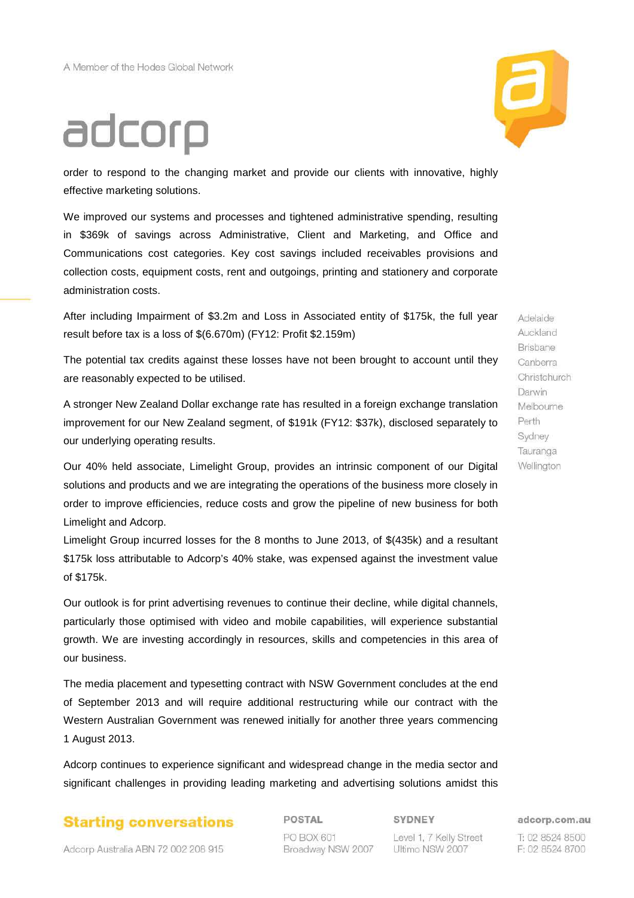order to respond to the changing market and provide our clients with innovative, highly effective marketing solutions.

We improved our systems and processes and tightened administrative spending, resulting in $369k of savings across Administrative, Client and Marketing, and Office and Communications cost categories. Key cost savings included receivables provisions and collection costs, equipment costs, rent and outgoings, printing and stationery and corporate administration costs.

After including Impairment of $3.2m and Loss in Associated entity of $175k, the full year result before tax is a loss of $(6.670m) (FY12: Profit $2.159m)

The potential tax credits against these losses have not been brought to account until they are reasonably expected to be utilised.

A stronger New Zealand Dollar exchange rate has resulted in a foreign exchange translation improvement for our New Zealand segment, of $191k (FY12: $37k), disclosed separately to our underlying operating results.

Our 40% held associate, Limelight Group, provides an intrinsic component of our Digital solutions and products and we are integrating the operations of the business more closely in order to improve efficiencies, reduce costs and grow the pipeline of new business for both Limelight and Adcorp.

Limelight Group incurred losses for the 8 months to June 2013, of $(435k) and a resultant $175k loss attributable to Adcorp's 40% stake, was expensed against the investment value of $175k.

Our outlook is for print advertising revenues to continue their decline, while digital channels, particularly those optimised with video and mobile capabilities, will experience substantial growth. We are investing accordingly in resources, skills and competencies in this area of our business.

The media placement and typesetting contract with NSW Government concludes at the end of September 2013 and will require additional restructuring while our contract with the Western Australian Government was renewed initially for another three years commencing 1 August 2013.

Adcorp continues to experience significant and widespread change in the media sector and significant challenges in providing leading marketing and advertising solutions amidst this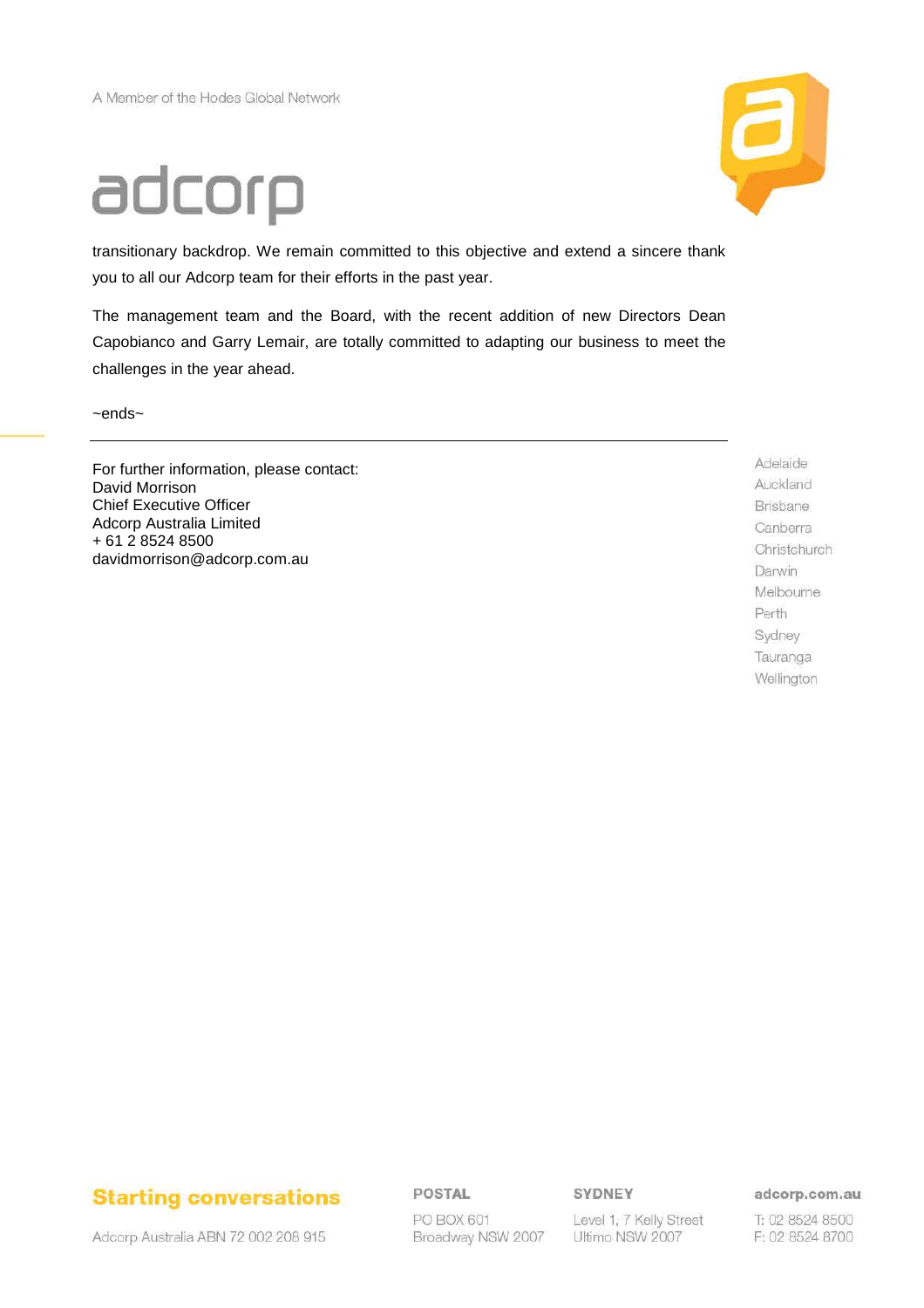transitionary backdrop. We remain committed to this objective and extend a sincere thank you to all our Adcorp team for their efforts in the past year.

The management team and the Board, with the recent addition of new Directors Dean Capobianco and Garry Lemair, are totally committed to adapting our business to meet the challenges in the year ahead.

~ends~

---

For further information, please contact:
David Morrison
Chief Executive Officer
Adcorp Australia Limited
+ 61 2 8524 8500
davidmorrison@adcorp.com.au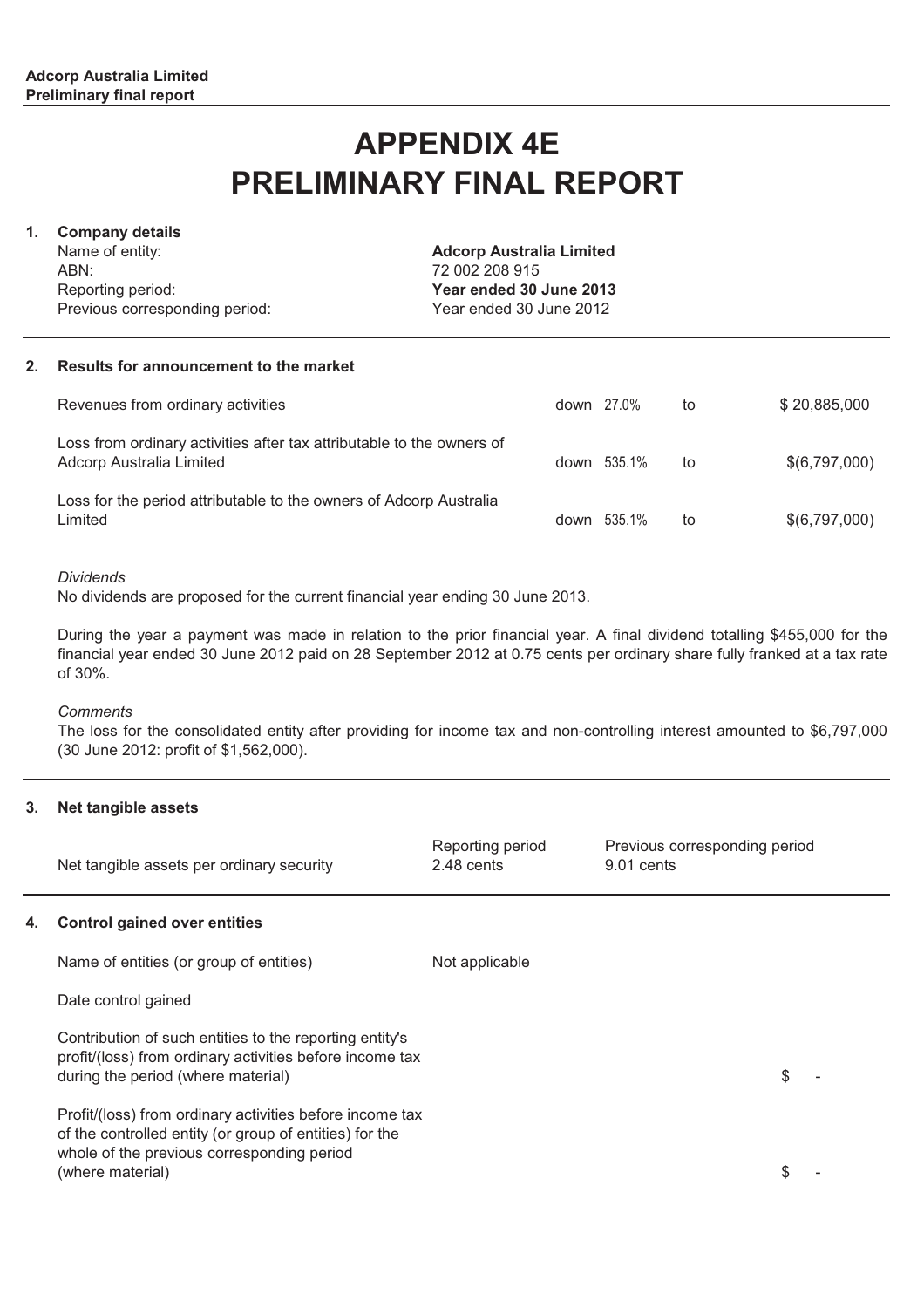**Adcorp Australia Limited**
**Preliminary final report**

# APPENDIX 4E
# PRELIMINARY FINAL REPORT

## 1. Company details

| | |
|---|---|
| Name of entity: | **Adcorp Australia Limited** |
| ABN: | 72 002 208 915 |
| Reporting period: | **Year ended 30 June 2013** |
| Previous corresponding period: | Year ended 30 June 2012 |

## 2. Results for announcement to the market

| | | | | |
|---|---|---|---|---|
| Revenues from ordinary activities | down | 27.0% | to | $ 20,885,000 |
| Loss from ordinary activities after tax attributable to the owners of Adcorp Australia Limited | down | 535.1% | to | $(6,797,000) |
| Loss for the period attributable to the owners of Adcorp Australia Limited | down | 535.1% | to | $(6,797,000) |

*Dividends*
No dividends are proposed for the current financial year ending 30 June 2013.

During the year a payment was made in relation to the prior financial year. A final dividend totalling $455,000 for the financial year ended 30 June 2012 paid on 28 September 2012 at 0.75 cents per ordinary share fully franked at a tax rate of 30%.

*Comments*
The loss for the consolidated entity after providing for income tax and non-controlling interest amounted to $6,797,000 (30 June 2012: profit of $1,562,000).

## 3. Net tangible assets

| | Reporting period | Previous corresponding period |
|---|---|---|
| Net tangible assets per ordinary security | 2.48 cents | 9.01 cents |

## 4. Control gained over entities

| | | |
|---|---|---|
| Name of entities (or group of entities) | Not applicable | |
| Date control gained | | |
| Contribution of such entities to the reporting entity's profit/(loss) from ordinary activities before income tax during the period (where material) | | $ - |
| Profit/(loss) from ordinary activities before income tax of the controlled entity (or group of entities) for the whole of the previous corresponding period (where material) | | $ - |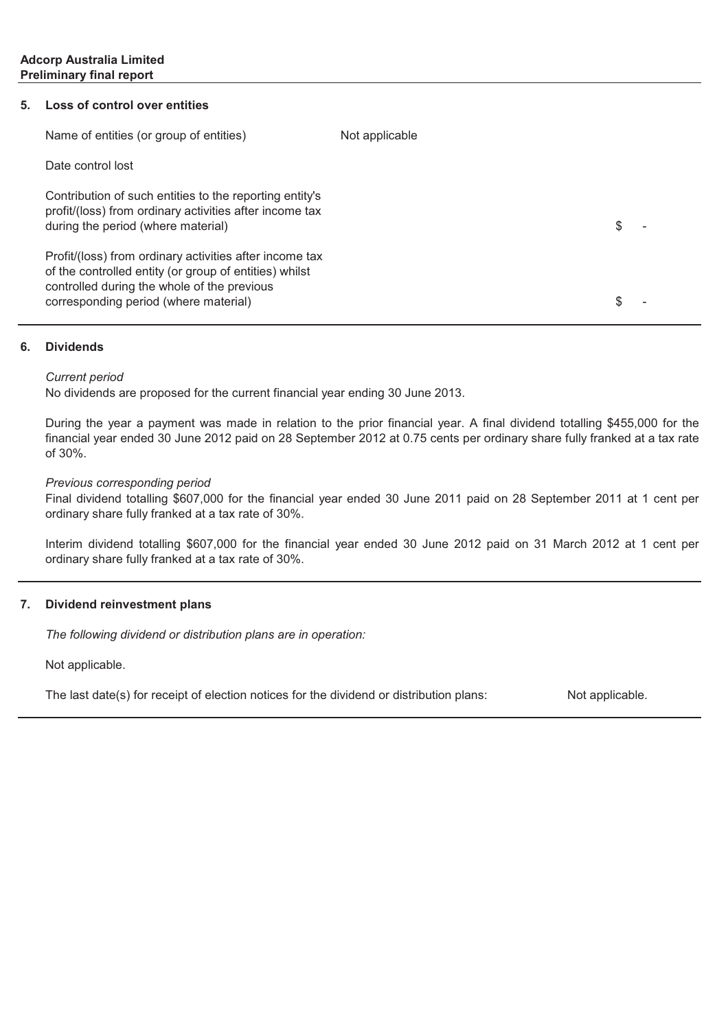## 5. Loss of control over entities

| | | |
|---|---|---|
| Name of entities (or group of entities) | Not applicable | |
| Date control lost | | |
| Contribution of such entities to the reporting entity's profit/(loss) from ordinary activities after income tax during the period (where material) | | $ - |
| Profit/(loss) from ordinary activities after income tax of the controlled entity (or group of entities) whilst controlled during the whole of the previous corresponding period (where material) | | $ - |

## 6. Dividends

*Current period*

No dividends are proposed for the current financial year ending 30 June 2013.

During the year a payment was made in relation to the prior financial year. A final dividend totalling $455,000 for the financial year ended 30 June 2012 paid on 28 September 2012 at 0.75 cents per ordinary share fully franked at a tax rate of 30%.

*Previous corresponding period*

Final dividend totalling $607,000 for the financial year ended 30 June 2011 paid on 28 September 2011 at 1 cent per ordinary share fully franked at a tax rate of 30%.

Interim dividend totalling $607,000 for the financial year ended 30 June 2012 paid on 31 March 2012 at 1 cent per ordinary share fully franked at a tax rate of 30%.

## 7. Dividend reinvestment plans

*The following dividend or distribution plans are in operation:*

Not applicable.

The last date(s) for receipt of election notices for the dividend or distribution plans: Not applicable.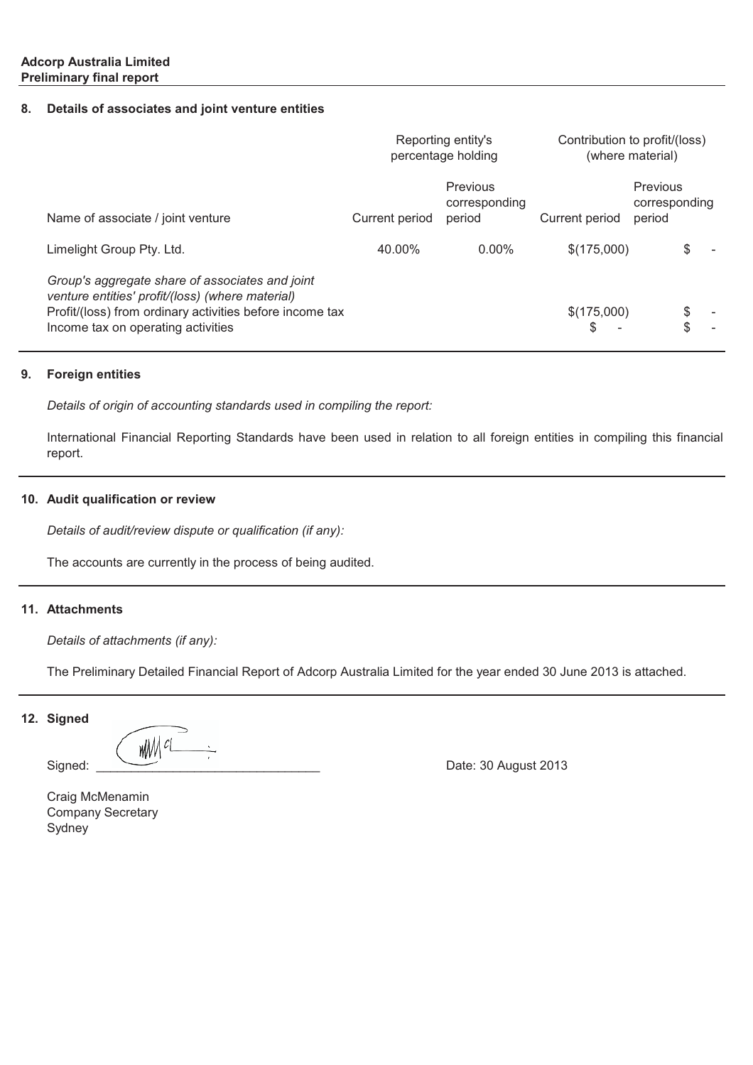**Adcorp Australia Limited**
**Preliminary final report**

## 8. Details of associates and joint venture entities

| | Reporting entity's percentage holding | | Contribution to profit/(loss) (where material) | |
|---|---|---|---|---|
| Name of associate / joint venture | Current period | Previous corresponding period | Current period | Previous corresponding period |
| Limelight Group Pty. Ltd. | 40.00% | 0.00% | $(175,000) | $ - |
| *Group's aggregate share of associates and joint venture entities' profit/(loss) (where material)* | | | | |
| Profit/(loss) from ordinary activities before income tax | | | $(175,000) | $ - |
| Income tax on operating activities | | | $ - | $ - |

## 9. Foreign entities

*Details of origin of accounting standards used in compiling the report:*

International Financial Reporting Standards have been used in relation to all foreign entities in compiling this financial report.

## 10. Audit qualification or review

*Details of audit/review dispute or qualification (if any):*

The accounts are currently in the process of being audited.

## 11. Attachments

*Details of attachments (if any):*

The Preliminary Detailed Financial Report of Adcorp Australia Limited for the year ended 30 June 2013 is attached.

## 12. Signed

Signed: ________________________________ Date: 30 August 2013

Craig McMenamin
Company Secretary
Sydney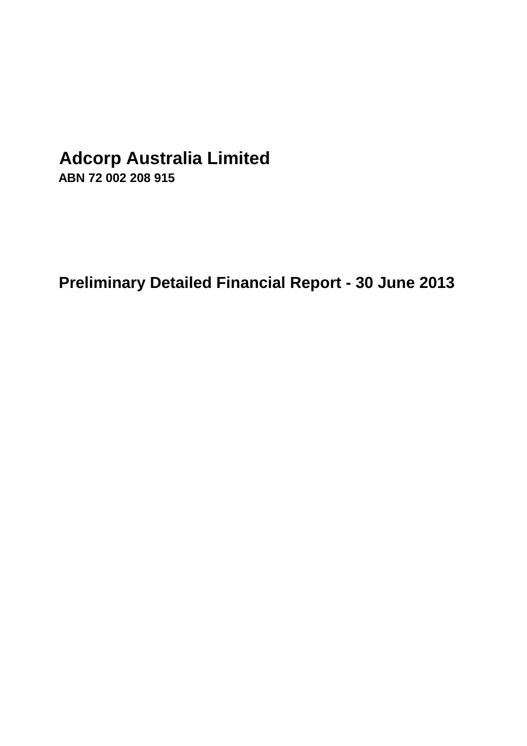# Adcorp Australia Limited

**ABN 72 002 208 915**

## Preliminary Detailed Financial Report - 30 June 2013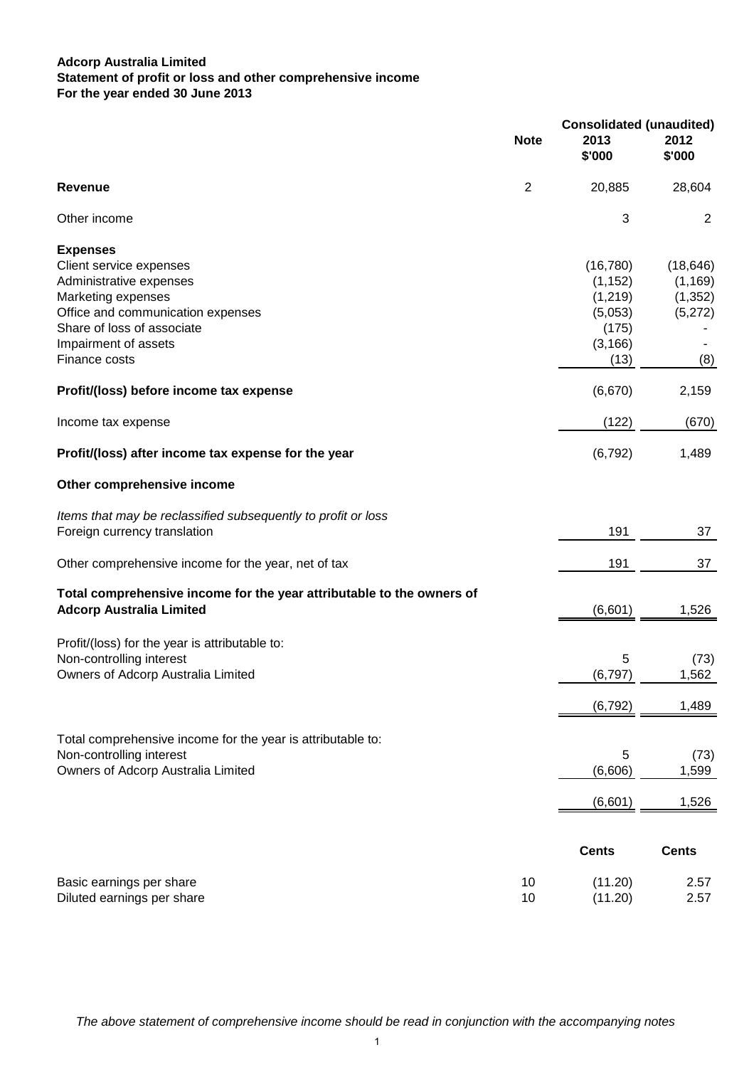**Adcorp Australia Limited**
**Statement of profit or loss and other comprehensive income**
**For the year ended 30 June 2013**

| | Note | Consolidated (unaudited) 2013 $'000 | 2012 $'000 |
|---|---|---|---|
| **Revenue** | 2 | 20,885 | 28,604 |
| Other income | | 3 | 2 |
| **Expenses** | | | |
| Client service expenses | | (16,780) | (18,646) |
| Administrative expenses | | (1,152) | (1,169) |
| Marketing expenses | | (1,219) | (1,352) |
| Office and communication expenses | | (5,053) | (5,272) |
| Share of loss of associate | | (175) | - |
| Impairment of assets | | (3,166) | - |
| Finance costs | | (13) | (8) |
| **Profit/(loss) before income tax expense** | | (6,670) | 2,159 |
| Income tax expense | | (122) | (670) |
| **Profit/(loss) after income tax expense for the year** | | (6,792) | 1,489 |
| **Other comprehensive income** | | | |
| *Items that may be reclassified subsequently to profit or loss* | | | |
| Foreign currency translation | | 191 | 37 |
| Other comprehensive income for the year, net of tax | | 191 | 37 |
| **Total comprehensive income for the year attributable to the owners of Adcorp Australia Limited** | | (6,601) | 1,526 |
| Profit/(loss) for the year is attributable to: | | | |
| Non-controlling interest | | 5 | (73) |
| Owners of Adcorp Australia Limited | | (6,797) | 1,562 |
| | | (6,792) | 1,489 |
| Total comprehensive income for the year is attributable to: | | | |
| Non-controlling interest | | 5 | (73) |
| Owners of Adcorp Australia Limited | | (6,606) | 1,599 |
| | | (6,601) | 1,526 |
| | | **Cents** | **Cents** |
| Basic earnings per share | 10 | (11.20) | 2.57 |
| Diluted earnings per share | 10 | (11.20) | 2.57 |

*The above statement of comprehensive income should be read in conjunction with the accompanying notes*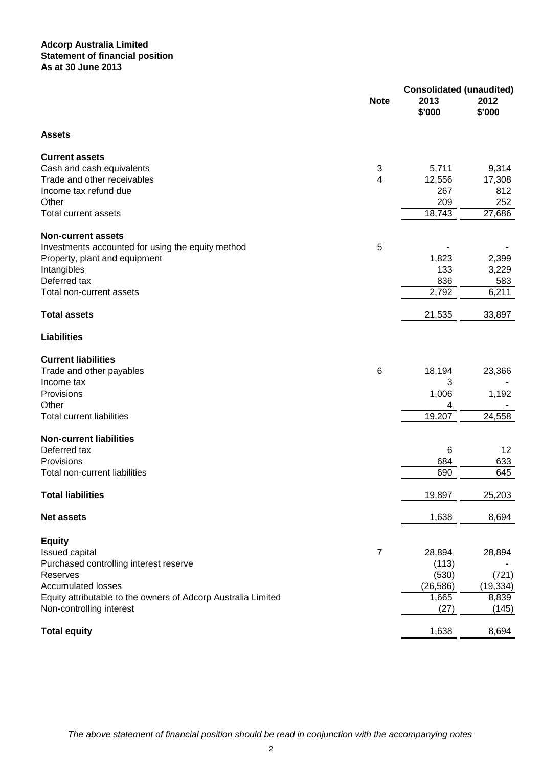**Adcorp Australia Limited**
**Statement of financial position**
**As at 30 June 2013**

| | Note | Consolidated (unaudited) | |
|---|---|---|---|
| | | 2013 $'000 | 2012 $'000 |
| **Assets** | | | |
| **Current assets** | | | |
| Cash and cash equivalents | 3 | 5,711 | 9,314 |
| Trade and other receivables | 4 | 12,556 | 17,308 |
| Income tax refund due | | 267 | 812 |
| Other | | 209 | 252 |
| Total current assets | | 18,743 | 27,686 |
| **Non-current assets** | | | |
| Investments accounted for using the equity method | 5 | - | - |
| Property, plant and equipment | | 1,823 | 2,399 |
| Intangibles | | 133 | 3,229 |
| Deferred tax | | 836 | 583 |
| Total non-current assets | | 2,792 | 6,211 |
| **Total assets** | | 21,535 | 33,897 |
| **Liabilities** | | | |
| **Current liabilities** | | | |
| Trade and other payables | 6 | 18,194 | 23,366 |
| Income tax | | 3 | - |
| Provisions | | 1,006 | 1,192 |
| Other | | 4 | - |
| Total current liabilities | | 19,207 | 24,558 |
| **Non-current liabilities** | | | |
| Deferred tax | | 6 | 12 |
| Provisions | | 684 | 633 |
| Total non-current liabilities | | 690 | 645 |
| **Total liabilities** | | 19,897 | 25,203 |
| **Net assets** | | 1,638 | 8,694 |
| **Equity** | | | |
| Issued capital | 7 | 28,894 | 28,894 |
| Purchased controlling interest reserve | | (113) | - |
| Reserves | | (530) | (721) |
| Accumulated losses | | (26,586) | (19,334) |
| Equity attributable to the owners of Adcorp Australia Limited | | 1,665 | 8,839 |
| Non-controlling interest | | (27) | (145) |
| **Total equity** | | 1,638 | 8,694 |

*The above statement of financial position should be read in conjunction with the accompanying notes*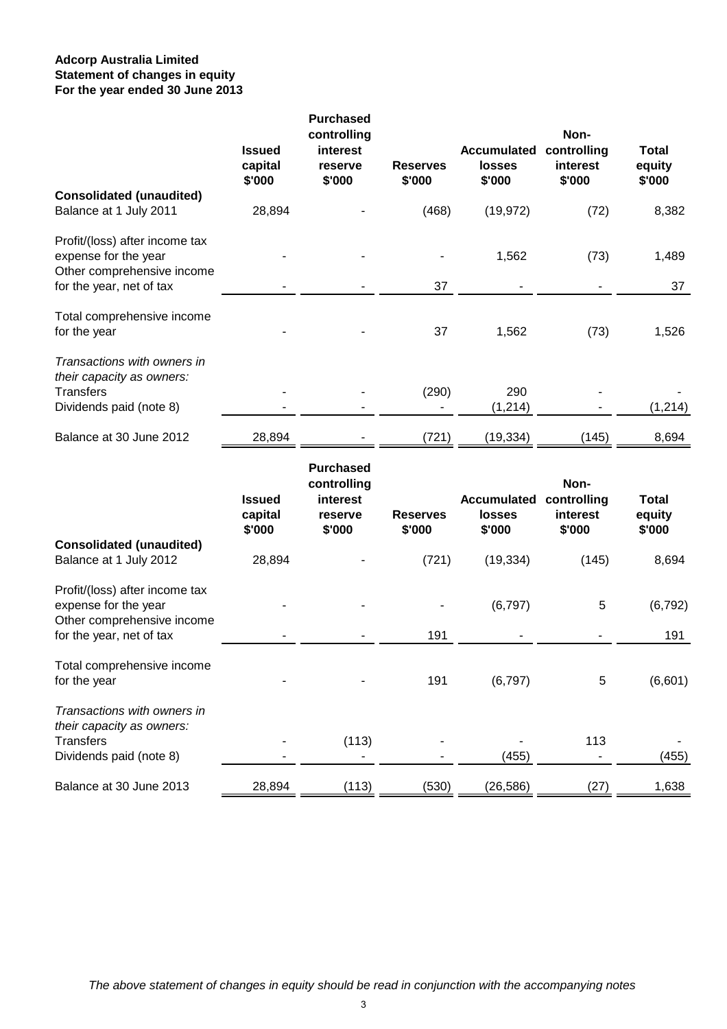**Adcorp Australia Limited**
**Statement of changes in equity**
**For the year ended 30 June 2013**

| | Issued capital $'000 | Purchased controlling interest reserve $'000 | Reserves $'000 | Accumulated losses $'000 | Non-controlling interest $'000 | Total equity $'000 |
|---|---|---|---|---|---|---|
| **Consolidated (unaudited)** | | | | | | |
| Balance at 1 July 2011 | 28,894 | - | (468) | (19,972) | (72) | 8,382 |
| Profit/(loss) after income tax expense for the year | - | - | - | 1,562 | (73) | 1,489 |
| Other comprehensive income for the year, net of tax | - | - | 37 | - | - | 37 |
| Total comprehensive income for the year | - | - | 37 | 1,562 | (73) | 1,526 |
| *Transactions with owners in their capacity as owners:* | | | | | | |
| Transfers | - | - | (290) | 290 | - | - |
| Dividends paid (note 8) | - | - | - | (1,214) | - | (1,214) |
| Balance at 30 June 2012 | 28,894 | - | (721) | (19,334) | (145) | 8,694 |

| | Issued capital $'000 | Purchased controlling interest reserve $'000 | Reserves $'000 | Accumulated losses $'000 | Non-controlling interest $'000 | Total equity $'000 |
|---|---|---|---|---|---|---|
| **Consolidated (unaudited)** | | | | | | |
| Balance at 1 July 2012 | 28,894 | - | (721) | (19,334) | (145) | 8,694 |
| Profit/(loss) after income tax expense for the year | - | - | - | (6,797) | 5 | (6,792) |
| Other comprehensive income for the year, net of tax | - | - | 191 | - | - | 191 |
| Total comprehensive income for the year | - | - | 191 | (6,797) | 5 | (6,601) |
| *Transactions with owners in their capacity as owners:* | | | | | | |
| Transfers | - | (113) | - | - | 113 | - |
| Dividends paid (note 8) | - | - | - | (455) | - | (455) |
| Balance at 30 June 2013 | 28,894 | (113) | (530) | (26,586) | (27) | 1,638 |

*The above statement of changes in equity should be read in conjunction with the accompanying notes*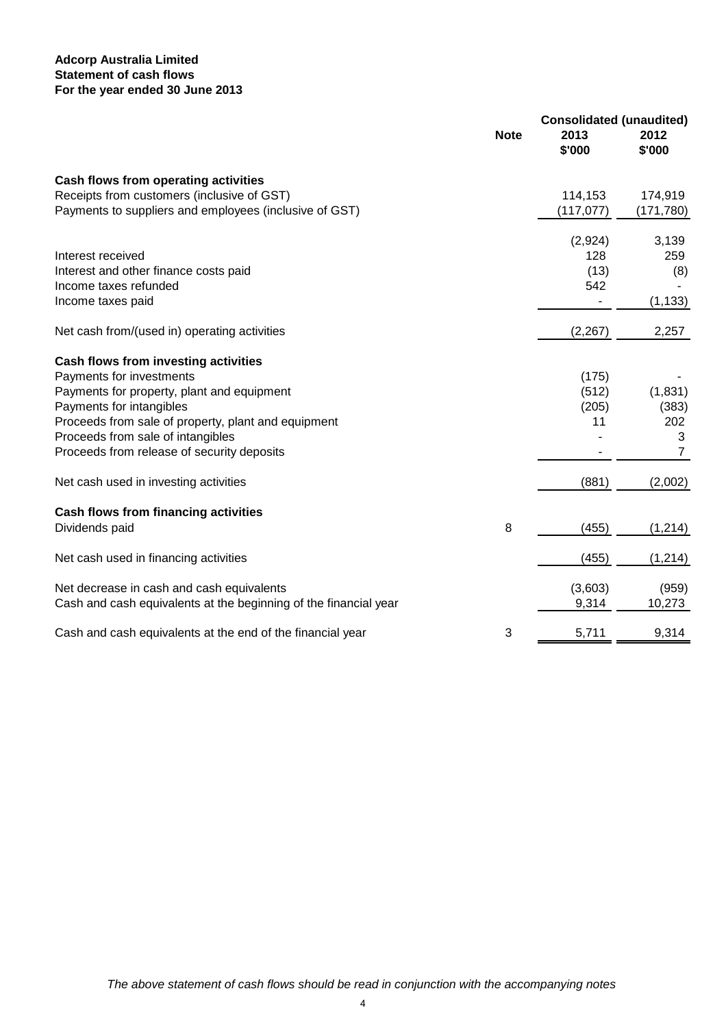**Adcorp Australia Limited**
**Statement of cash flows**
**For the year ended 30 June 2013**

| | Note | Consolidated (unaudited) | |
|---|---|---|---|
| | | 2013 | 2012 |
| | | $'000 | $'000 |
| **Cash flows from operating activities** | | | |
| Receipts from customers (inclusive of GST) | | 114,153 | 174,919 |
| Payments to suppliers and employees (inclusive of GST) | | (117,077) | (171,780) |
| | | (2,924) | 3,139 |
| Interest received | | 128 | 259 |
| Interest and other finance costs paid | | (13) | (8) |
| Income taxes refunded | | 542 | - |
| Income taxes paid | | - | (1,133) |
| Net cash from/(used in) operating activities | | (2,267) | 2,257 |
| **Cash flows from investing activities** | | | |
| Payments for investments | | (175) | - |
| Payments for property, plant and equipment | | (512) | (1,831) |
| Payments for intangibles | | (205) | (383) |
| Proceeds from sale of property, plant and equipment | | 11 | 202 |
| Proceeds from sale of intangibles | | - | 3 |
| Proceeds from release of security deposits | | - | 7 |
| Net cash used in investing activities | | (881) | (2,002) |
| **Cash flows from financing activities** | | | |
| Dividends paid | 8 | (455) | (1,214) |
| Net cash used in financing activities | | (455) | (1,214) |
| Net decrease in cash and cash equivalents | | (3,603) | (959) |
| Cash and cash equivalents at the beginning of the financial year | | 9,314 | 10,273 |
| Cash and cash equivalents at the end of the financial year | 3 | 5,711 | 9,314 |

*The above statement of cash flows should be read in conjunction with the accompanying notes*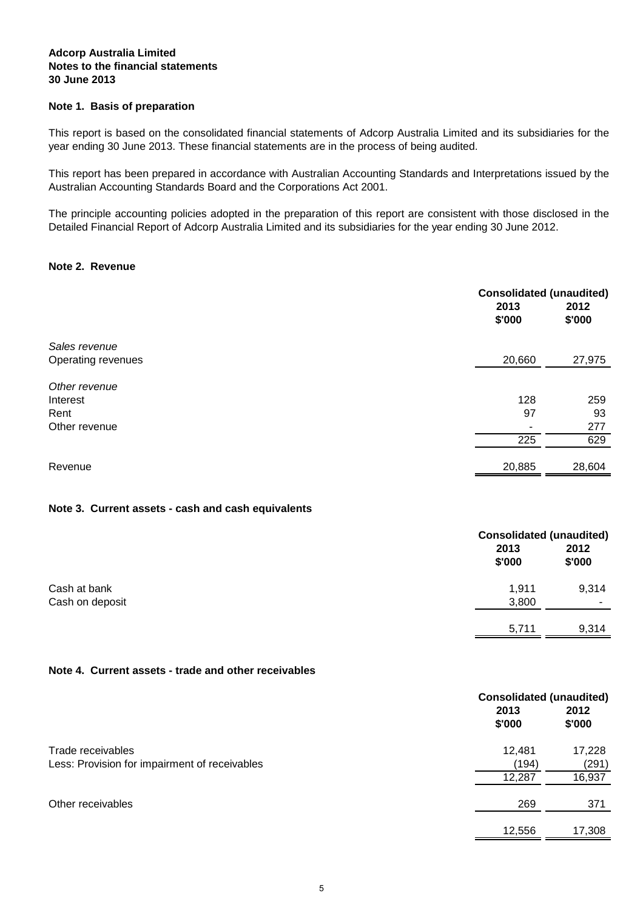**Adcorp Australia Limited**
**Notes to the financial statements**
**30 June 2013**

## Note 1. Basis of preparation

This report is based on the consolidated financial statements of Adcorp Australia Limited and its subsidiaries for the year ending 30 June 2013. These financial statements are in the process of being audited.

This report has been prepared in accordance with Australian Accounting Standards and Interpretations issued by the Australian Accounting Standards Board and the Corporations Act 2001.

The principle accounting policies adopted in the preparation of this report are consistent with those disclosed in the Detailed Financial Report of Adcorp Australia Limited and its subsidiaries for the year ending 30 June 2012.

## Note 2. Revenue

| | Consolidated (unaudited) | |
|---|---|---|
| | 2013 $'000 | 2012 $'000 |
| *Sales revenue* | | |
| Operating revenues | 20,660 | 27,975 |
| *Other revenue* | | |
| Interest | 128 | 259 |
| Rent | 97 | 93 |
| Other revenue | - | 277 |
| | 225 | 629 |
| Revenue | 20,885 | 28,604 |

## Note 3. Current assets - cash and cash equivalents

| | Consolidated (unaudited) | |
|---|---|---|
| | 2013 $'000 | 2012 $'000 |
| Cash at bank | 1,911 | 9,314 |
| Cash on deposit | 3,800 | - |
| | 5,711 | 9,314 |

## Note 4. Current assets - trade and other receivables

| | Consolidated (unaudited) | |
|---|---|---|
| | 2013 $'000 | 2012 $'000 |
| Trade receivables | 12,481 | 17,228 |
| Less: Provision for impairment of receivables | (194) | (291) |
| | 12,287 | 16,937 |
| Other receivables | 269 | 371 |
| | 12,556 | 17,308 |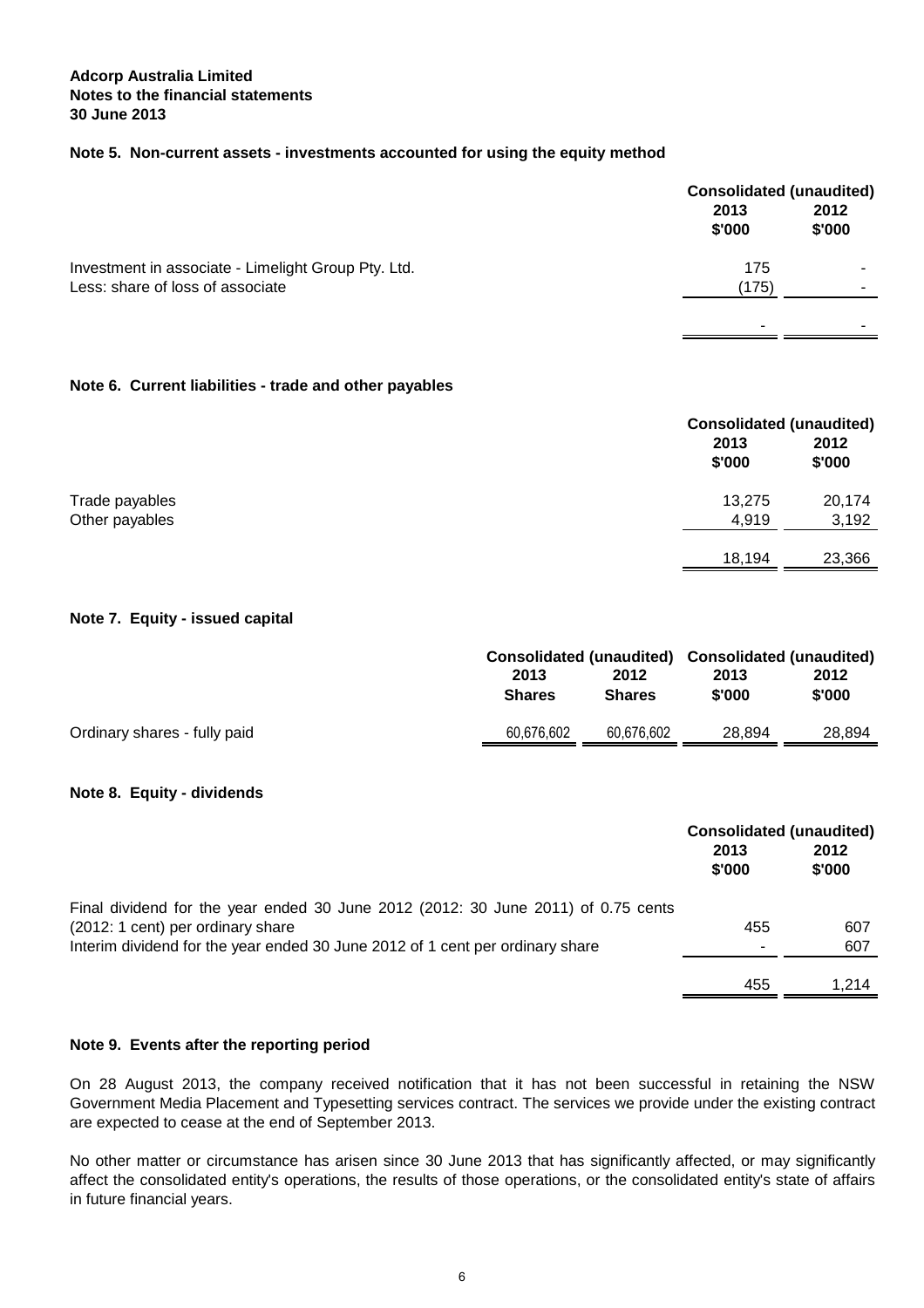**Adcorp Australia Limited**
**Notes to the financial statements**
**30 June 2013**

## Note 5. Non-current assets - investments accounted for using the equity method

| | Consolidated (unaudited) | |
|---|---|---|
| | 2013 $'000 | 2012 $'000 |
| Investment in associate - Limelight Group Pty. Ltd. | 175 | - |
| Less: share of loss of associate | (175) | - |
| | - | - |

## Note 6. Current liabilities - trade and other payables

| | Consolidated (unaudited) | |
|---|---|---|
| | 2013 $'000 | 2012 $'000 |
| Trade payables | 13,275 | 20,174 |
| Other payables | 4,919 | 3,192 |
| | 18,194 | 23,366 |

## Note 7. Equity - issued capital

| | Consolidated (unaudited) | | Consolidated (unaudited) | |
|---|---|---|---|---|
| | 2013 Shares | 2012 Shares | 2013 $'000 | 2012 $'000 |
| Ordinary shares - fully paid | 60,676,602 | 60,676,602 | 28,894 | 28,894 |

## Note 8. Equity - dividends

| | Consolidated (unaudited) | |
|---|---|---|
| | 2013 $'000 | 2012 $'000 |
| Final dividend for the year ended 30 June 2012 (2012: 30 June 2011) of 0.75 cents (2012: 1 cent) per ordinary share | 455 | 607 |
| Interim dividend for the year ended 30 June 2012 of 1 cent per ordinary share | - | 607 |
| | 455 | 1,214 |

## Note 9. Events after the reporting period

On 28 August 2013, the company received notification that it has not been successful in retaining the NSW Government Media Placement and Typesetting services contract. The services we provide under the existing contract are expected to cease at the end of September 2013.

No other matter or circumstance has arisen since 30 June 2013 that has significantly affected, or may significantly affect the consolidated entity's operations, the results of those operations, or the consolidated entity's state of affairs in future financial years.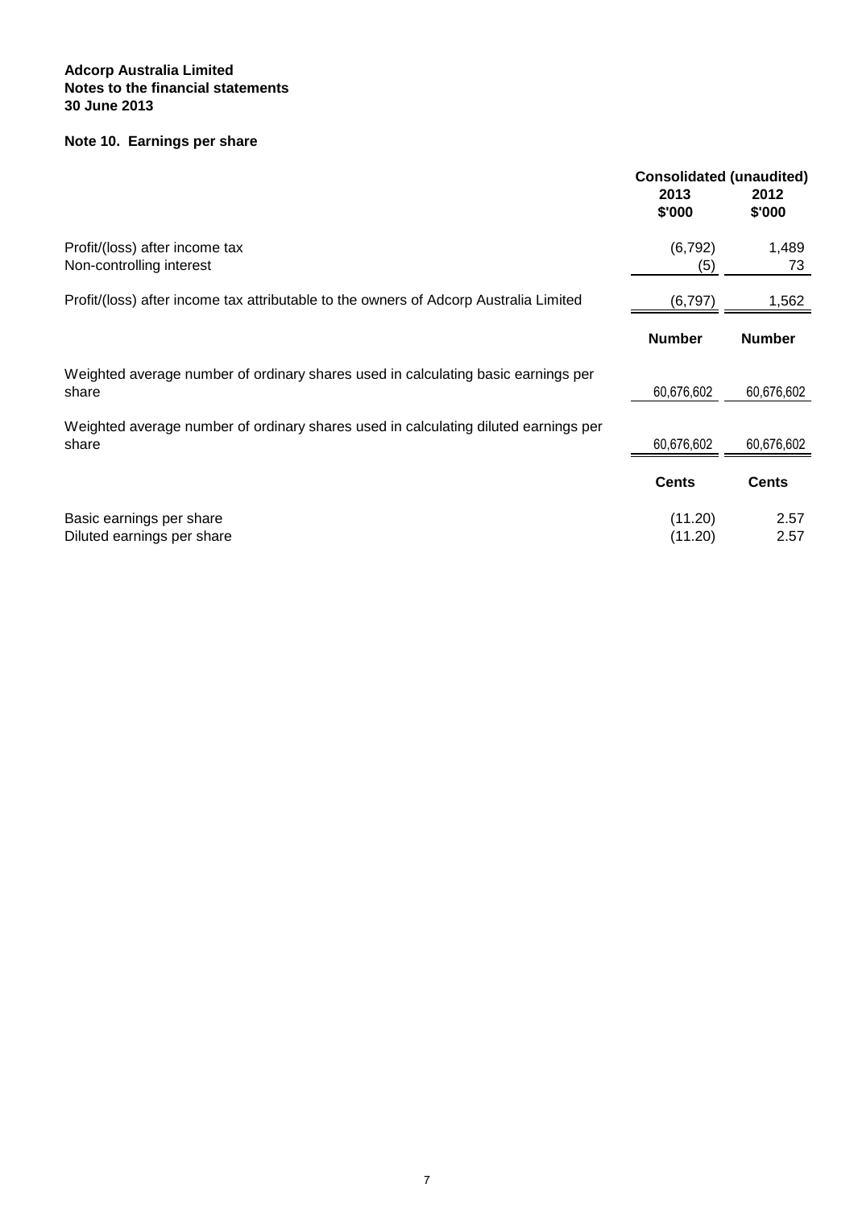**Adcorp Australia Limited**
**Notes to the financial statements**
**30 June 2013**

## Note 10. Earnings per share

| | Consolidated (unaudited) | |
|---|---|---|
| | **2013** | **2012** |
| | **$'000** | **$'000** |
| Profit/(loss) after income tax | (6,792) | 1,489 |
| Non-controlling interest | (5) | 73 |
| Profit/(loss) after income tax attributable to the owners of Adcorp Australia Limited | (6,797) | 1,562 |
| | **Number** | **Number** |
| Weighted average number of ordinary shares used in calculating basic earnings per share | 60,676,602 | 60,676,602 |
| Weighted average number of ordinary shares used in calculating diluted earnings per share | 60,676,602 | 60,676,602 |
| | **Cents** | **Cents** |
| Basic earnings per share | (11.20) | 2.57 |
| Diluted earnings per share | (11.20) | 2.57 |